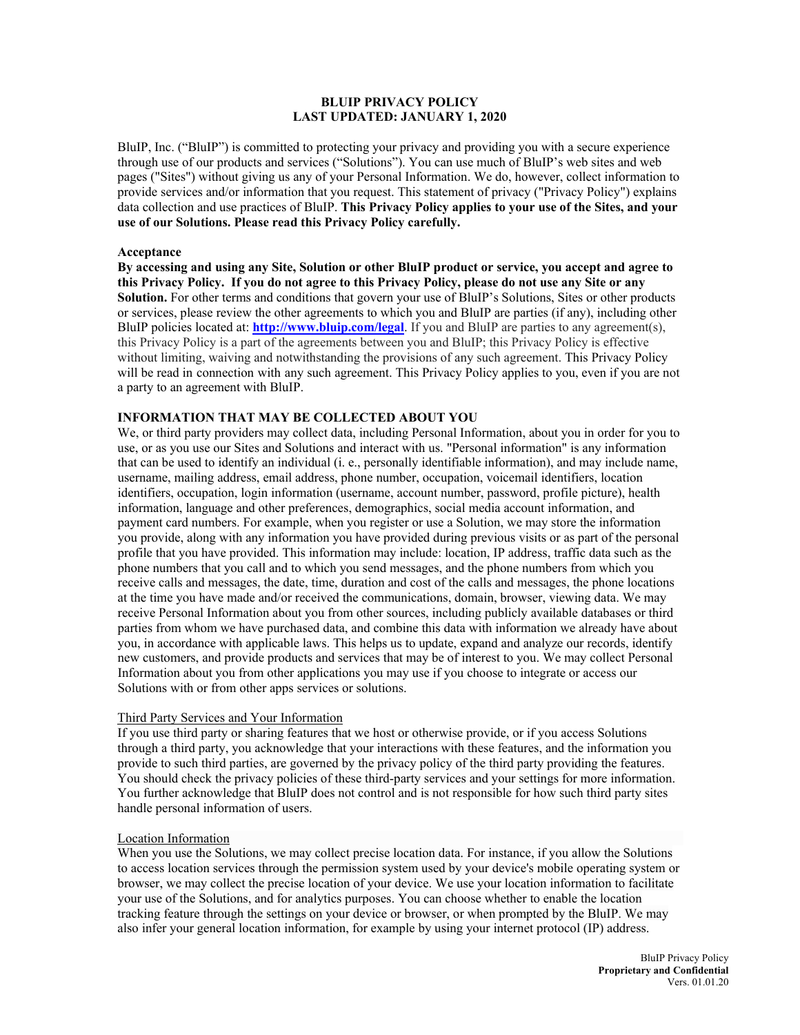# BLUIP PRIVACY POLICY
# LAST UPDATED: JANUARY 1, 2020

BluIP, Inc. ("BluIP") is committed to protecting your privacy and providing you with a secure experience through use of our products and services ("Solutions"). You can use much of BluIP's web sites and web pages ("Sites") without giving us any of your Personal Information. We do, however, collect information to provide services and/or information that you request. This statement of privacy ("Privacy Policy") explains data collection and use practices of BluIP. **This Privacy Policy applies to your use of the Sites, and your use of our Solutions. Please read this Privacy Policy carefully.**

**Acceptance**

**By accessing and using any Site, Solution or other BluIP product or service, you accept and agree to this Privacy Policy. If you do not agree to this Privacy Policy, please do not use any Site or any Solution.** For other terms and conditions that govern your use of BluIP's Solutions, Sites or other products or services, please review the other agreements to which you and BluIP are parties (if any), including other BluIP policies located at: **http://www.bluip.com/legal**. If you and BluIP are parties to any agreement(s), this Privacy Policy is a part of the agreements between you and BluIP; this Privacy Policy is effective without limiting, waiving and notwithstanding the provisions of any such agreement. This Privacy Policy will be read in connection with any such agreement. This Privacy Policy applies to you, even if you are not a party to an agreement with BluIP.

## INFORMATION THAT MAY BE COLLECTED ABOUT YOU

We, or third party providers may collect data, including Personal Information, about you in order for you to use, or as you use our Sites and Solutions and interact with us. "Personal information" is any information that can be used to identify an individual (i. e., personally identifiable information), and may include name, username, mailing address, email address, phone number, occupation, voicemail identifiers, location identifiers, occupation, login information (username, account number, password, profile picture), health information, language and other preferences, demographics, social media account information, and payment card numbers. For example, when you register or use a Solution, we may store the information you provide, along with any information you have provided during previous visits or as part of the personal profile that you have provided. This information may include: location, IP address, traffic data such as the phone numbers that you call and to which you send messages, and the phone numbers from which you receive calls and messages, the date, time, duration and cost of the calls and messages, the phone locations at the time you have made and/or received the communications, domain, browser, viewing data. We may receive Personal Information about you from other sources, including publicly available databases or third parties from whom we have purchased data, and combine this data with information we already have about you, in accordance with applicable laws. This helps us to update, expand and analyze our records, identify new customers, and provide products and services that may be of interest to you. We may collect Personal Information about you from other applications you may use if you choose to integrate or access our Solutions with or from other apps services or solutions.

### Third Party Services and Your Information

If you use third party or sharing features that we host or otherwise provide, or if you access Solutions through a third party, you acknowledge that your interactions with these features, and the information you provide to such third parties, are governed by the privacy policy of the third party providing the features. You should check the privacy policies of these third-party services and your settings for more information. You further acknowledge that BluIP does not control and is not responsible for how such third party sites handle personal information of users.

### Location Information

When you use the Solutions, we may collect precise location data. For instance, if you allow the Solutions to access location services through the permission system used by your device's mobile operating system or browser, we may collect the precise location of your device. We use your location information to facilitate your use of the Solutions, and for analytics purposes. You can choose whether to enable the location tracking feature through the settings on your device or browser, or when prompted by the BluIP. We may also infer your general location information, for example by using your internet protocol (IP) address.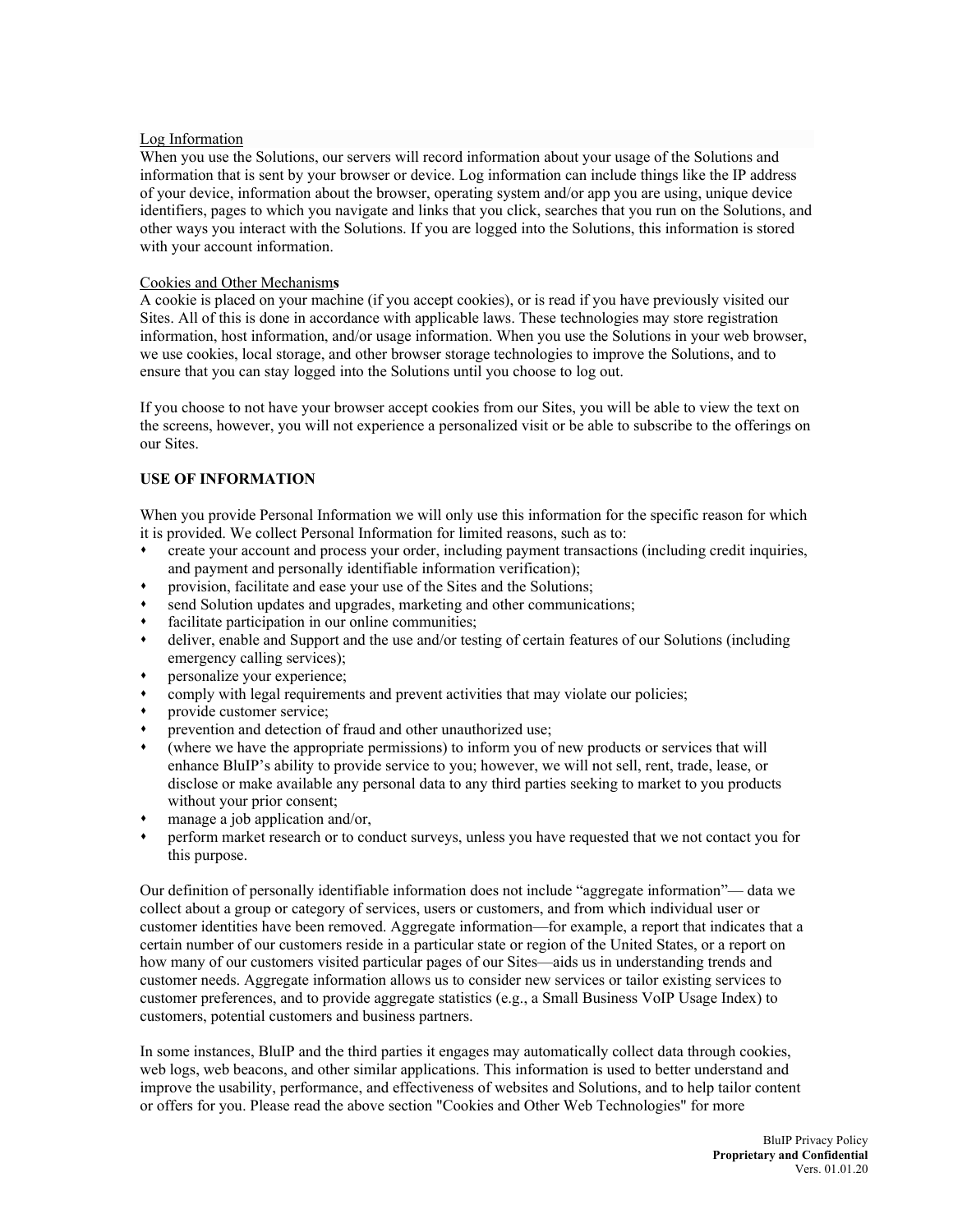Log Information
When you use the Solutions, our servers will record information about your usage of the Solutions and information that is sent by your browser or device. Log information can include things like the IP address of your device, information about the browser, operating system and/or app you are using, unique device identifiers, pages to which you navigate and links that you click, searches that you run on the Solutions, and other ways you interact with the Solutions. If you are logged into the Solutions, this information is stored with your account information.

Cookies and Other Mechanisms
A cookie is placed on your machine (if you accept cookies), or is read if you have previously visited our Sites. All of this is done in accordance with applicable laws. These technologies may store registration information, host information, and/or usage information. When you use the Solutions in your web browser, we use cookies, local storage, and other browser storage technologies to improve the Solutions, and to ensure that you can stay logged into the Solutions until you choose to log out.

If you choose to not have your browser accept cookies from our Sites, you will be able to view the text on the screens, however, you will not experience a personalized visit or be able to subscribe to the offerings on our Sites.

**USE OF INFORMATION**

When you provide Personal Information we will only use this information for the specific reason for which it is provided. We collect Personal Information for limited reasons, such as to:

- create your account and process your order, including payment transactions (including credit inquiries, and payment and personally identifiable information verification);
- provision, facilitate and ease your use of the Sites and the Solutions;
- send Solution updates and upgrades, marketing and other communications;
- facilitate participation in our online communities;
- deliver, enable and Support and the use and/or testing of certain features of our Solutions (including emergency calling services);
- personalize your experience;
- comply with legal requirements and prevent activities that may violate our policies;
- provide customer service;
- prevention and detection of fraud and other unauthorized use;
- (where we have the appropriate permissions) to inform you of new products or services that will enhance BluIP's ability to provide service to you; however, we will not sell, rent, trade, lease, or disclose or make available any personal data to any third parties seeking to market to you products without your prior consent;
- manage a job application and/or,
- perform market research or to conduct surveys, unless you have requested that we not contact you for this purpose.

Our definition of personally identifiable information does not include "aggregate information"— data we collect about a group or category of services, users or customers, and from which individual user or customer identities have been removed. Aggregate information—for example, a report that indicates that a certain number of our customers reside in a particular state or region of the United States, or a report on how many of our customers visited particular pages of our Sites—aids us in understanding trends and customer needs. Aggregate information allows us to consider new services or tailor existing services to customer preferences, and to provide aggregate statistics (e.g., a Small Business VoIP Usage Index) to customers, potential customers and business partners.

In some instances, BluIP and the third parties it engages may automatically collect data through cookies, web logs, web beacons, and other similar applications. This information is used to better understand and improve the usability, performance, and effectiveness of websites and Solutions, and to help tailor content or offers for you. Please read the above section "Cookies and Other Web Technologies" for more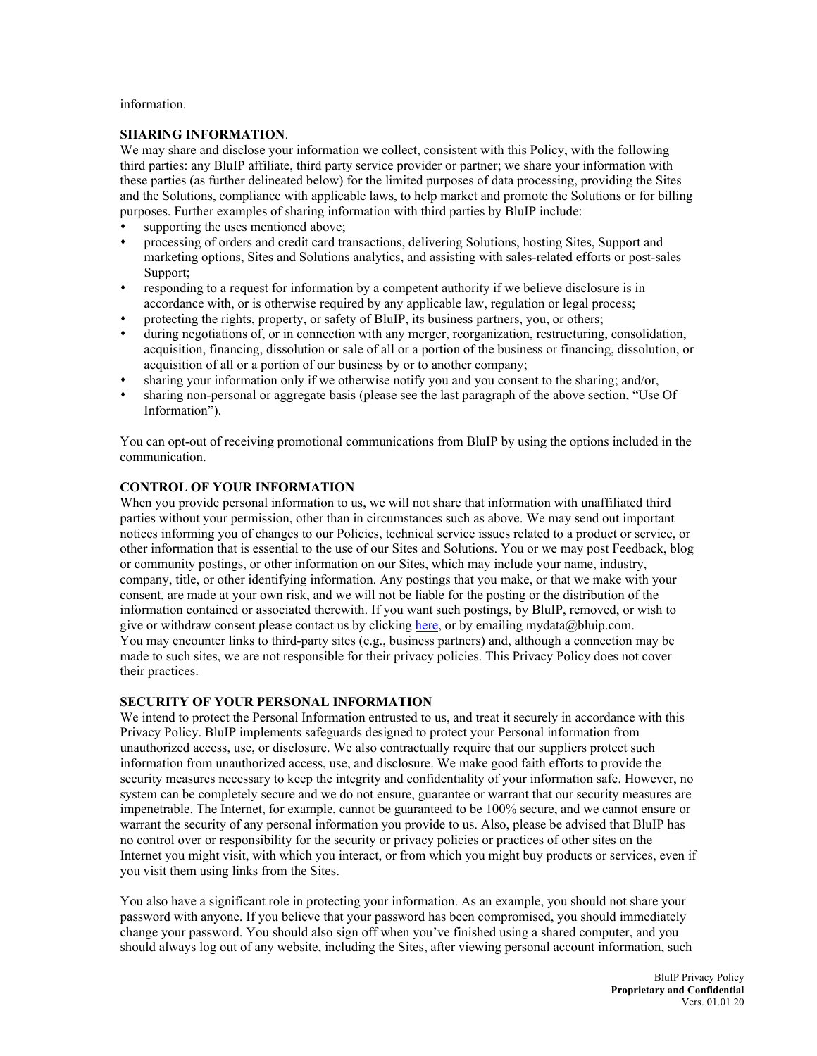information.

**SHARING INFORMATION**.

We may share and disclose your information we collect, consistent with this Policy, with the following third parties: any BluIP affiliate, third party service provider or partner; we share your information with these parties (as further delineated below) for the limited purposes of data processing, providing the Sites and the Solutions, compliance with applicable laws, to help market and promote the Solutions or for billing purposes. Further examples of sharing information with third parties by BluIP include:

- supporting the uses mentioned above;
- processing of orders and credit card transactions, delivering Solutions, hosting Sites, Support and marketing options, Sites and Solutions analytics, and assisting with sales-related efforts or post-sales Support;
- responding to a request for information by a competent authority if we believe disclosure is in accordance with, or is otherwise required by any applicable law, regulation or legal process;
- protecting the rights, property, or safety of BluIP, its business partners, you, or others;
- during negotiations of, or in connection with any merger, reorganization, restructuring, consolidation, acquisition, financing, dissolution or sale of all or a portion of the business or financing, dissolution, or acquisition of all or a portion of our business by or to another company;
- sharing your information only if we otherwise notify you and you consent to the sharing; and/or,
- sharing non-personal or aggregate basis (please see the last paragraph of the above section, "Use Of Information").

You can opt-out of receiving promotional communications from BluIP by using the options included in the communication.

**CONTROL OF YOUR INFORMATION**

When you provide personal information to us, we will not share that information with unaffiliated third parties without your permission, other than in circumstances such as above. We may send out important notices informing you of changes to our Policies, technical service issues related to a product or service, or other information that is essential to the use of our Sites and Solutions. You or we may post Feedback, blog or community postings, or other information on our Sites, which may include your name, industry, company, title, or other identifying information. Any postings that you make, or that we make with your consent, are made at your own risk, and we will not be liable for the posting or the distribution of the information contained or associated therewith. If you want such postings, by BluIP, removed, or wish to give or withdraw consent please contact us by clicking here, or by emailing mydata@bluip.com. You may encounter links to third-party sites (e.g., business partners) and, although a connection may be made to such sites, we are not responsible for their privacy policies. This Privacy Policy does not cover their practices.

**SECURITY OF YOUR PERSONAL INFORMATION**

We intend to protect the Personal Information entrusted to us, and treat it securely in accordance with this Privacy Policy. BluIP implements safeguards designed to protect your Personal information from unauthorized access, use, or disclosure. We also contractually require that our suppliers protect such information from unauthorized access, use, and disclosure. We make good faith efforts to provide the security measures necessary to keep the integrity and confidentiality of your information safe. However, no system can be completely secure and we do not ensure, guarantee or warrant that our security measures are impenetrable. The Internet, for example, cannot be guaranteed to be 100% secure, and we cannot ensure or warrant the security of any personal information you provide to us. Also, please be advised that BluIP has no control over or responsibility for the security or privacy policies or practices of other sites on the Internet you might visit, with which you interact, or from which you might buy products or services, even if you visit them using links from the Sites.

You also have a significant role in protecting your information. As an example, you should not share your password with anyone. If you believe that your password has been compromised, you should immediately change your password. You should also sign off when you've finished using a shared computer, and you should always log out of any website, including the Sites, after viewing personal account information, such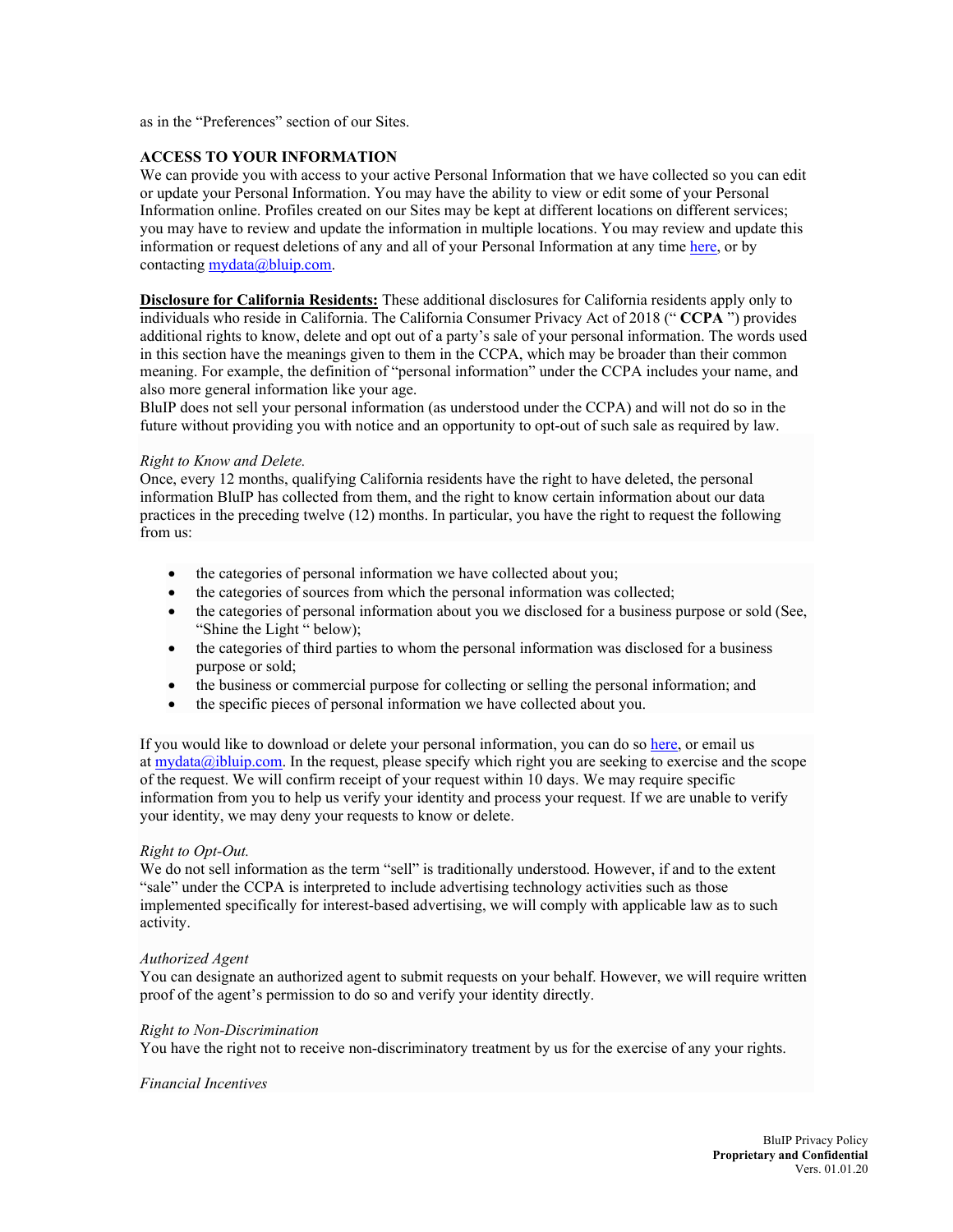as in the “Preferences” section of our Sites.

**ACCESS TO YOUR INFORMATION**

We can provide you with access to your active Personal Information that we have collected so you can edit or update your Personal Information. You may have the ability to view or edit some of your Personal Information online. Profiles created on our Sites may be kept at different locations on different services; you may have to review and update the information in multiple locations. You may review and update this information or request deletions of any and all of your Personal Information at any time [here](), or by contacting [mydata@bluip.com](mailto:mydata@bluip.com).

**Disclosure for California Residents:** These additional disclosures for California residents apply only to individuals who reside in California. The California Consumer Privacy Act of 2018 (“ **CCPA** ”) provides additional rights to know, delete and opt out of a party’s sale of your personal information. The words used in this section have the meanings given to them in the CCPA, which may be broader than their common meaning. For example, the definition of “personal information” under the CCPA includes your name, and also more general information like your age.

BluIP does not sell your personal information (as understood under the CCPA) and will not do so in the future without providing you with notice and an opportunity to opt-out of such sale as required by law.

*Right to Know and Delete.*

Once, every 12 months, qualifying California residents have the right to have deleted, the personal information BluIP has collected from them, and the right to know certain information about our data practices in the preceding twelve (12) months. In particular, you have the right to request the following from us:

- the categories of personal information we have collected about you;
- the categories of sources from which the personal information was collected;
- the categories of personal information about you we disclosed for a business purpose or sold (See, “Shine the Light “ below);
- the categories of third parties to whom the personal information was disclosed for a business purpose or sold;
- the business or commercial purpose for collecting or selling the personal information; and
- the specific pieces of personal information we have collected about you.

If you would like to download or delete your personal information, you can do so [here](), or email us at [mydata@ibluip.com](mailto:mydata@ibluip.com). In the request, please specify which right you are seeking to exercise and the scope of the request. We will confirm receipt of your request within 10 days. We may require specific information from you to help us verify your identity and process your request. If we are unable to verify your identity, we may deny your requests to know or delete.

*Right to Opt-Out.*

We do not sell information as the term “sell” is traditionally understood. However, if and to the extent “sale” under the CCPA is interpreted to include advertising technology activities such as those implemented specifically for interest-based advertising, we will comply with applicable law as to such activity.

*Authorized Agent*

You can designate an authorized agent to submit requests on your behalf. However, we will require written proof of the agent’s permission to do so and verify your identity directly.

*Right to Non-Discrimination*

You have the right not to receive non-discriminatory treatment by us for the exercise of any your rights.

*Financial Incentives*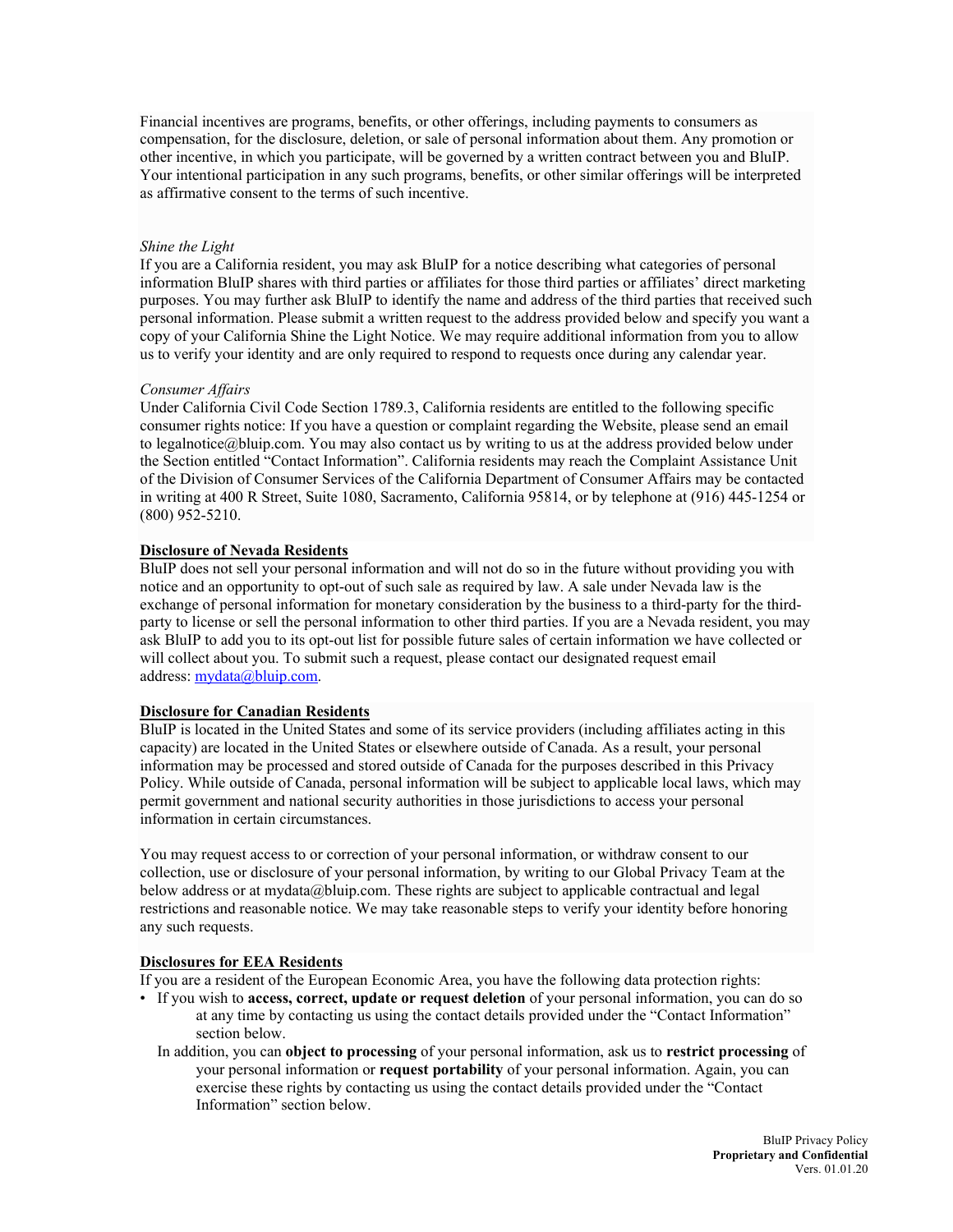Financial incentives are programs, benefits, or other offerings, including payments to consumers as compensation, for the disclosure, deletion, or sale of personal information about them. Any promotion or other incentive, in which you participate, will be governed by a written contract between you and BluIP. Your intentional participation in any such programs, benefits, or other similar offerings will be interpreted as affirmative consent to the terms of such incentive.

*Shine the Light*

If you are a California resident, you may ask BluIP for a notice describing what categories of personal information BluIP shares with third parties or affiliates for those third parties or affiliates' direct marketing purposes. You may further ask BluIP to identify the name and address of the third parties that received such personal information. Please submit a written request to the address provided below and specify you want a copy of your California Shine the Light Notice. We may require additional information from you to allow us to verify your identity and are only required to respond to requests once during any calendar year.

*Consumer Affairs*

Under California Civil Code Section 1789.3, California residents are entitled to the following specific consumer rights notice: If you have a question or complaint regarding the Website, please send an email to legalnotice@bluip.com. You may also contact us by writing to us at the address provided below under the Section entitled "Contact Information". California residents may reach the Complaint Assistance Unit of the Division of Consumer Services of the California Department of Consumer Affairs may be contacted in writing at 400 R Street, Suite 1080, Sacramento, California 95814, or by telephone at (916) 445-1254 or (800) 952-5210.

**Disclosure of Nevada Residents**

BluIP does not sell your personal information and will not do so in the future without providing you with notice and an opportunity to opt-out of such sale as required by law. A sale under Nevada law is the exchange of personal information for monetary consideration by the business to a third-party for the third-party to license or sell the personal information to other third parties. If you are a Nevada resident, you may ask BluIP to add you to its opt-out list for possible future sales of certain information we have collected or will collect about you. To submit such a request, please contact our designated request email address: mydata@bluip.com.

**Disclosure for Canadian Residents**

BluIP is located in the United States and some of its service providers (including affiliates acting in this capacity) are located in the United States or elsewhere outside of Canada. As a result, your personal information may be processed and stored outside of Canada for the purposes described in this Privacy Policy. While outside of Canada, personal information will be subject to applicable local laws, which may permit government and national security authorities in those jurisdictions to access your personal information in certain circumstances.

You may request access to or correction of your personal information, or withdraw consent to our collection, use or disclosure of your personal information, by writing to our Global Privacy Team at the below address or at mydata@bluip.com. These rights are subject to applicable contractual and legal restrictions and reasonable notice. We may take reasonable steps to verify your identity before honoring any such requests.

**Disclosures for EEA Residents**

If you are a resident of the European Economic Area, you have the following data protection rights:

- If you wish to **access, correct, update or request deletion** of your personal information, you can do so at any time by contacting us using the contact details provided under the "Contact Information" section below.

  In addition, you can **object to processing** of your personal information, ask us to **restrict processing** of your personal information or **request portability** of your personal information. Again, you can exercise these rights by contacting us using the contact details provided under the "Contact Information" section below.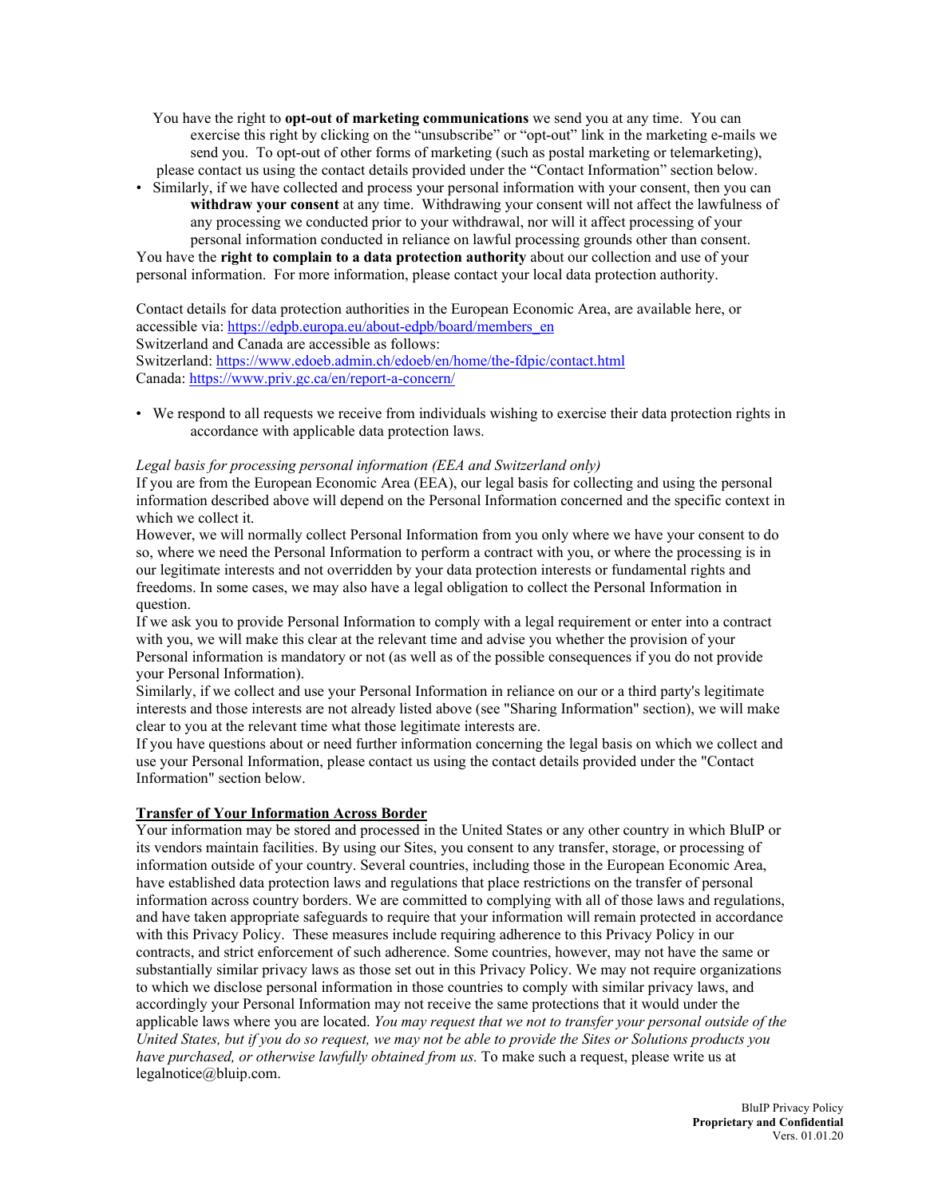- You have the right to **opt-out of marketing communications** we send you at any time. You can exercise this right by clicking on the "unsubscribe" or "opt-out" link in the marketing e-mails we send you. To opt-out of other forms of marketing (such as postal marketing or telemarketing), please contact us using the contact details provided under the "Contact Information" section below.
- Similarly, if we have collected and process your personal information with your consent, then you can **withdraw your consent** at any time. Withdrawing your consent will not affect the lawfulness of any processing we conducted prior to your withdrawal, nor will it affect processing of your personal information conducted in reliance on lawful processing grounds other than consent.

You have the **right to complain to a data protection authority** about our collection and use of your personal information. For more information, please contact your local data protection authority.

Contact details for data protection authorities in the European Economic Area, are available here, or accessible via: https://edpb.europa.eu/about-edpb/board/members_en
Switzerland and Canada are accessible as follows:
Switzerland: https://www.edoeb.admin.ch/edoeb/en/home/the-fdpic/contact.html
Canada: https://www.priv.gc.ca/en/report-a-concern/

- We respond to all requests we receive from individuals wishing to exercise their data protection rights in accordance with applicable data protection laws.

*Legal basis for processing personal information (EEA and Switzerland only)*

If you are from the European Economic Area (EEA), our legal basis for collecting and using the personal information described above will depend on the Personal Information concerned and the specific context in which we collect it.

However, we will normally collect Personal Information from you only where we have your consent to do so, where we need the Personal Information to perform a contract with you, or where the processing is in our legitimate interests and not overridden by your data protection interests or fundamental rights and freedoms. In some cases, we may also have a legal obligation to collect the Personal Information in question.

If we ask you to provide Personal Information to comply with a legal requirement or enter into a contract with you, we will make this clear at the relevant time and advise you whether the provision of your Personal information is mandatory or not (as well as of the possible consequences if you do not provide your Personal Information).

Similarly, if we collect and use your Personal Information in reliance on our or a third party's legitimate interests and those interests are not already listed above (see "Sharing Information" section), we will make clear to you at the relevant time what those legitimate interests are.

If you have questions about or need further information concerning the legal basis on which we collect and use your Personal Information, please contact us using the contact details provided under the "Contact Information" section below.

## Transfer of Your Information Across Border

Your information may be stored and processed in the United States or any other country in which BluIP or its vendors maintain facilities. By using our Sites, you consent to any transfer, storage, or processing of information outside of your country. Several countries, including those in the European Economic Area, have established data protection laws and regulations that place restrictions on the transfer of personal information across country borders. We are committed to complying with all of those laws and regulations, and have taken appropriate safeguards to require that your information will remain protected in accordance with this Privacy Policy. These measures include requiring adherence to this Privacy Policy in our contracts, and strict enforcement of such adherence. Some countries, however, may not have the same or substantially similar privacy laws as those set out in this Privacy Policy. We may not require organizations to which we disclose personal information in those countries to comply with similar privacy laws, and accordingly your Personal Information may not receive the same protections that it would under the applicable laws where you are located. *You may request that we not to transfer your personal outside of the United States, but if you do so request, we may not be able to provide the Sites or Solutions products you have purchased, or otherwise lawfully obtained from us.* To make such a request, please write us at legalnotice@bluip.com.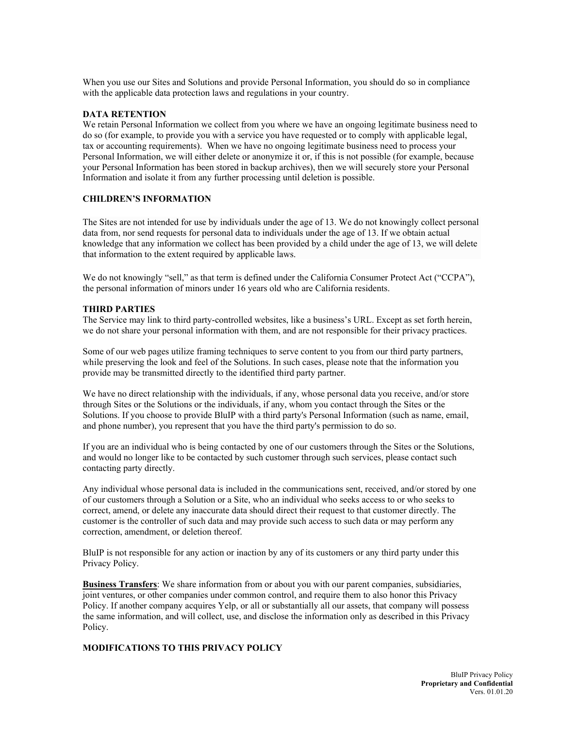When you use our Sites and Solutions and provide Personal Information, you should do so in compliance with the applicable data protection laws and regulations in your country.

**DATA RETENTION**

We retain Personal Information we collect from you where we have an ongoing legitimate business need to do so (for example, to provide you with a service you have requested or to comply with applicable legal, tax or accounting requirements). When we have no ongoing legitimate business need to process your Personal Information, we will either delete or anonymize it or, if this is not possible (for example, because your Personal Information has been stored in backup archives), then we will securely store your Personal Information and isolate it from any further processing until deletion is possible.

**CHILDREN'S INFORMATION**

The Sites are not intended for use by individuals under the age of 13. We do not knowingly collect personal data from, nor send requests for personal data to individuals under the age of 13. If we obtain actual knowledge that any information we collect has been provided by a child under the age of 13, we will delete that information to the extent required by applicable laws.

We do not knowingly "sell," as that term is defined under the California Consumer Protect Act ("CCPA"), the personal information of minors under 16 years old who are California residents.

**THIRD PARTIES**

The Service may link to third party-controlled websites, like a business's URL. Except as set forth herein, we do not share your personal information with them, and are not responsible for their privacy practices.

Some of our web pages utilize framing techniques to serve content to you from our third party partners, while preserving the look and feel of the Solutions. In such cases, please note that the information you provide may be transmitted directly to the identified third party partner.

We have no direct relationship with the individuals, if any, whose personal data you receive, and/or store through Sites or the Solutions or the individuals, if any, whom you contact through the Sites or the Solutions. If you choose to provide BluIP with a third party's Personal Information (such as name, email, and phone number), you represent that you have the third party's permission to do so.

If you are an individual who is being contacted by one of our customers through the Sites or the Solutions, and would no longer like to be contacted by such customer through such services, please contact such contacting party directly.

Any individual whose personal data is included in the communications sent, received, and/or stored by one of our customers through a Solution or a Site, who an individual who seeks access to or who seeks to correct, amend, or delete any inaccurate data should direct their request to that customer directly. The customer is the controller of such data and may provide such access to such data or may perform any correction, amendment, or deletion thereof.

BluIP is not responsible for any action or inaction by any of its customers or any third party under this Privacy Policy.

**Business Transfers**: We share information from or about you with our parent companies, subsidiaries, joint ventures, or other companies under common control, and require them to also honor this Privacy Policy. If another company acquires Yelp, or all or substantially all our assets, that company will possess the same information, and will collect, use, and disclose the information only as described in this Privacy Policy.

**MODIFICATIONS TO THIS PRIVACY POLICY**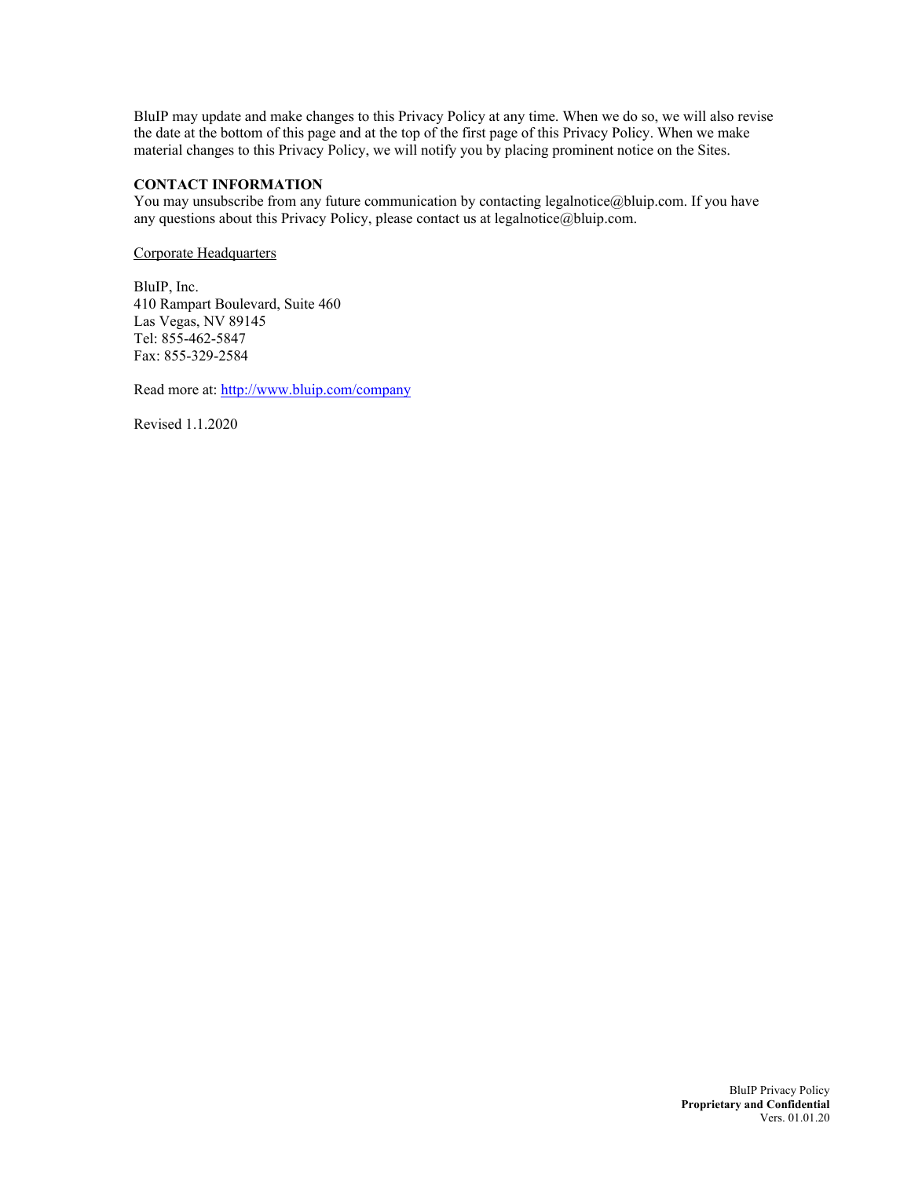BluIP may update and make changes to this Privacy Policy at any time. When we do so, we will also revise the date at the bottom of this page and at the top of the first page of this Privacy Policy. When we make material changes to this Privacy Policy, we will notify you by placing prominent notice on the Sites.

**CONTACT INFORMATION**

You may unsubscribe from any future communication by contacting legalnotice@bluip.com. If you have any questions about this Privacy Policy, please contact us at legalnotice@bluip.com.

Corporate Headquarters

BluIP, Inc.
410 Rampart Boulevard, Suite 460
Las Vegas, NV 89145
Tel: 855-462-5847
Fax: 855-329-2584

Read more at: [http://www.bluip.com/company](http://www.bluip.com/company)

Revised 1.1.2020